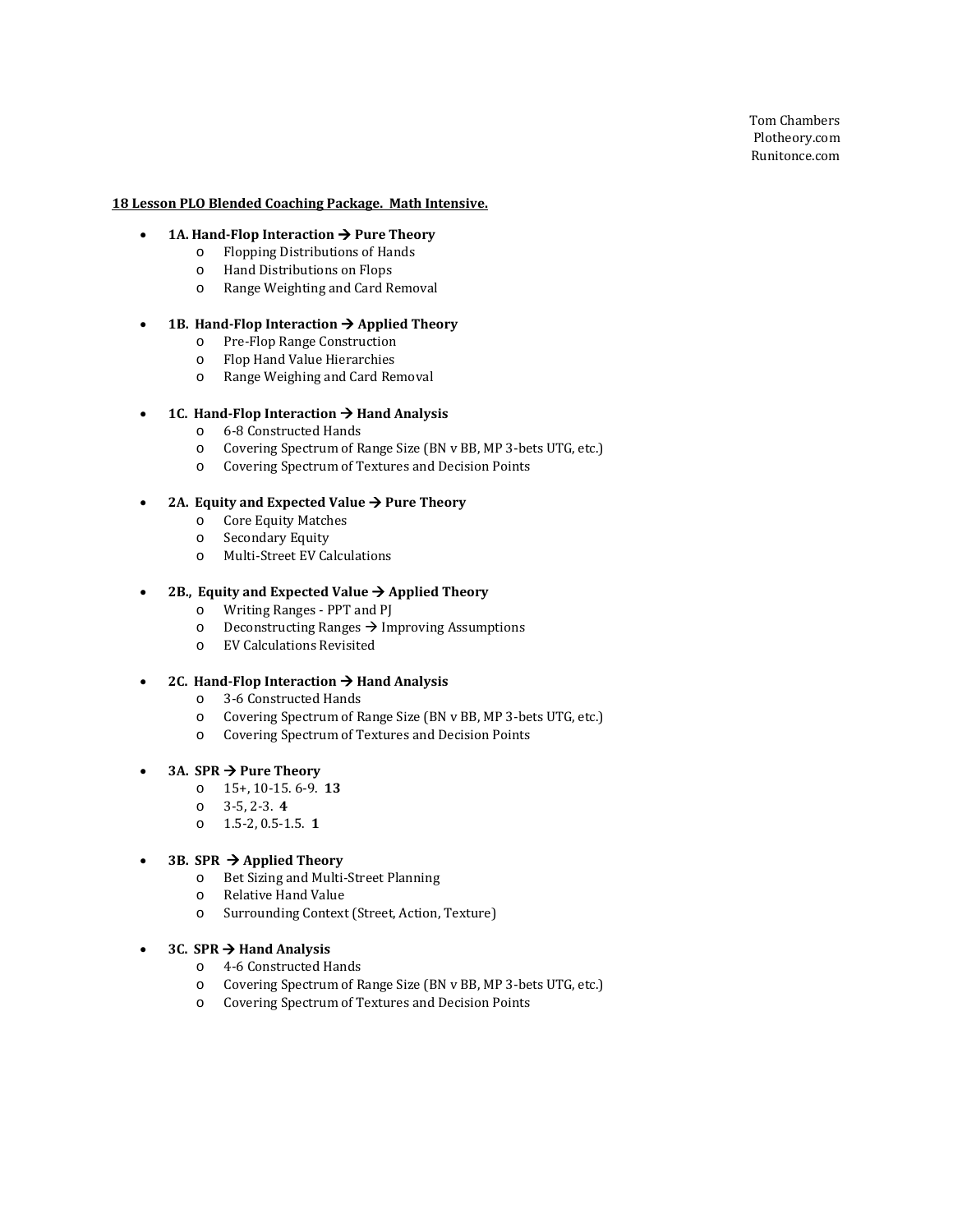Tom Chambers
Plotheory.com
Runitonce.com

**18 Lesson PLO Blended Coaching Package. Math Intensive.**

- **1A. Hand-Flop Interaction → Pure Theory**
  - Flopping Distributions of Hands
  - Hand Distributions on Flops
  - Range Weighting and Card Removal

- **1B. Hand-Flop Interaction → Applied Theory**
  - Pre-Flop Range Construction
  - Flop Hand Value Hierarchies
  - Range Weighing and Card Removal

- **1C. Hand-Flop Interaction → Hand Analysis**
  - 6-8 Constructed Hands
  - Covering Spectrum of Range Size (BN v BB, MP 3-bets UTG, etc.)
  - Covering Spectrum of Textures and Decision Points

- **2A. Equity and Expected Value → Pure Theory**
  - Core Equity Matches
  - Secondary Equity
  - Multi-Street EV Calculations

- **2B., Equity and Expected Value → Applied Theory**
  - Writing Ranges - PPT and PJ
  - Deconstructing Ranges → Improving Assumptions
  - EV Calculations Revisited

- **2C. Hand-Flop Interaction → Hand Analysis**
  - 3-6 Constructed Hands
  - Covering Spectrum of Range Size (BN v BB, MP 3-bets UTG, etc.)
  - Covering Spectrum of Textures and Decision Points

- **3A. SPR → Pure Theory**
  - 15+, 10-15. 6-9. **13**
  - 3-5, 2-3. **4**
  - 1.5-2, 0.5-1.5. **1**

- **3B. SPR → Applied Theory**
  - Bet Sizing and Multi-Street Planning
  - Relative Hand Value
  - Surrounding Context (Street, Action, Texture)

- **3C. SPR → Hand Analysis**
  - 4-6 Constructed Hands
  - Covering Spectrum of Range Size (BN v BB, MP 3-bets UTG, etc.)
  - Covering Spectrum of Textures and Decision Points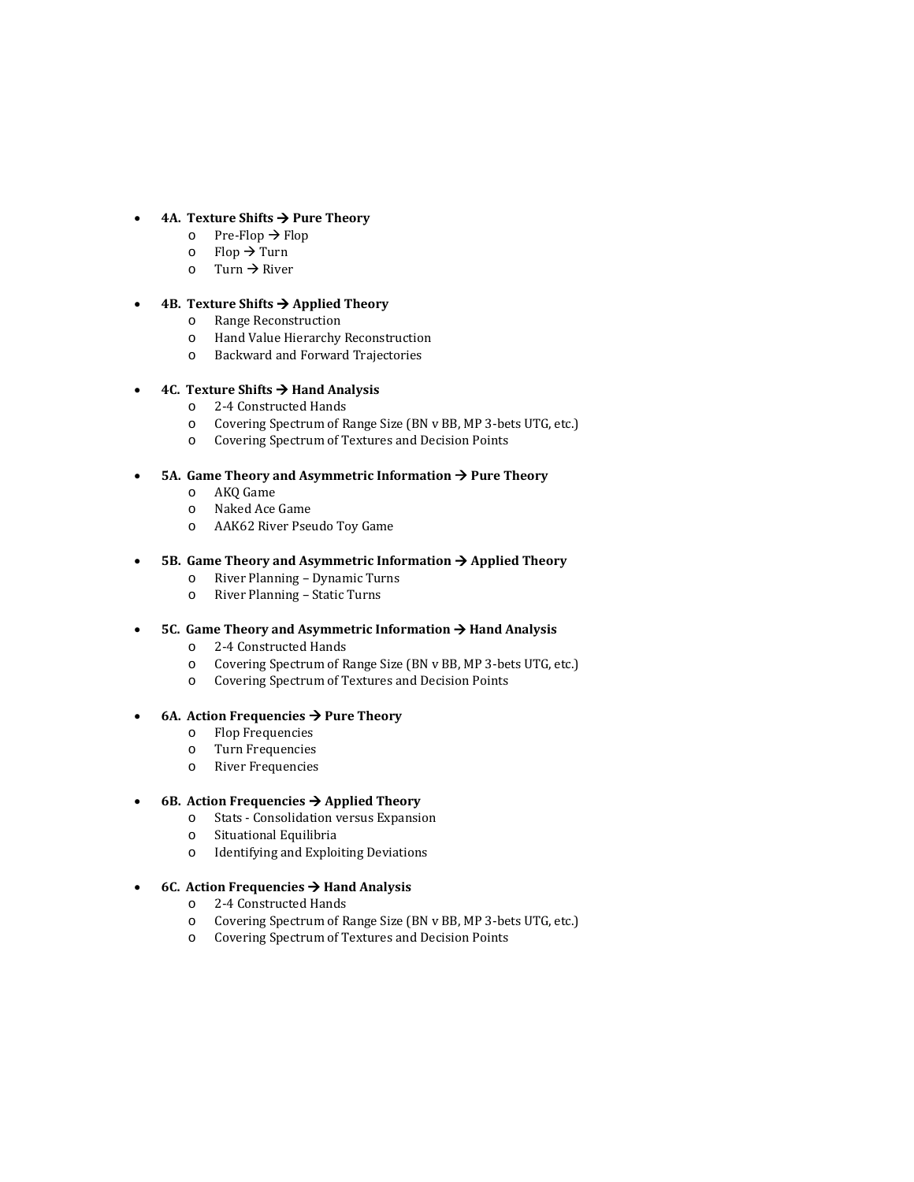- **4A. Texture Shifts → Pure Theory**
    - Pre-Flop → Flop
    - Flop → Turn
    - Turn → River

- **4B. Texture Shifts → Applied Theory**
    - Range Reconstruction
    - Hand Value Hierarchy Reconstruction
    - Backward and Forward Trajectories

- **4C. Texture Shifts → Hand Analysis**
    - 2-4 Constructed Hands
    - Covering Spectrum of Range Size (BN v BB, MP 3-bets UTG, etc.)
    - Covering Spectrum of Textures and Decision Points

- **5A. Game Theory and Asymmetric Information → Pure Theory**
    - AKQ Game
    - Naked Ace Game
    - AAK62 River Pseudo Toy Game

- **5B. Game Theory and Asymmetric Information → Applied Theory**
    - River Planning – Dynamic Turns
    - River Planning – Static Turns

- **5C. Game Theory and Asymmetric Information → Hand Analysis**
    - 2-4 Constructed Hands
    - Covering Spectrum of Range Size (BN v BB, MP 3-bets UTG, etc.)
    - Covering Spectrum of Textures and Decision Points

- **6A. Action Frequencies → Pure Theory**
    - Flop Frequencies
    - Turn Frequencies
    - River Frequencies

- **6B. Action Frequencies → Applied Theory**
    - Stats - Consolidation versus Expansion
    - Situational Equilibria
    - Identifying and Exploiting Deviations

- **6C. Action Frequencies → Hand Analysis**
    - 2-4 Constructed Hands
    - Covering Spectrum of Range Size (BN v BB, MP 3-bets UTG, etc.)
    - Covering Spectrum of Textures and Decision Points